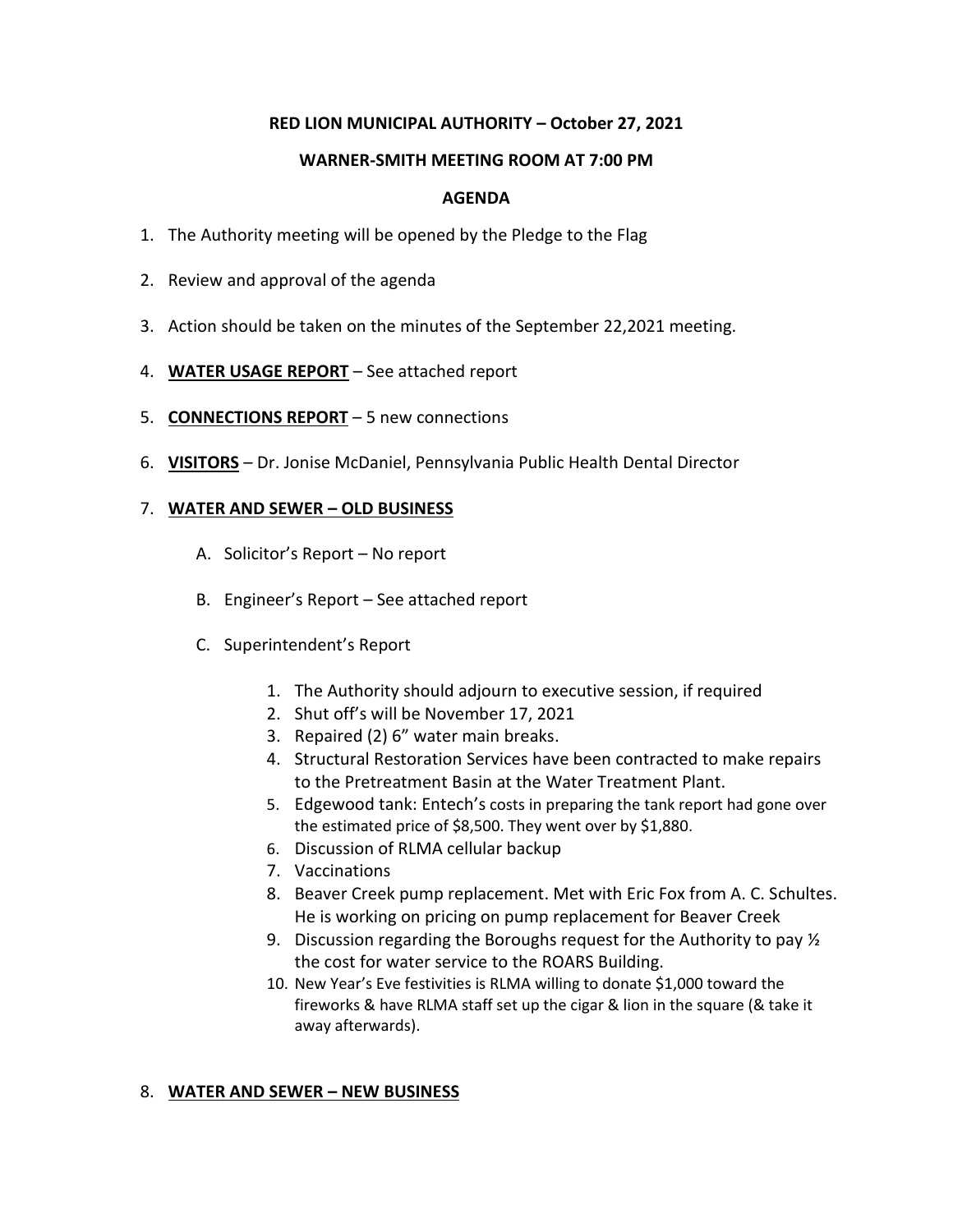**RED LION MUNICIPAL AUTHORITY – October 27, 2021**

**WARNER-SMITH MEETING ROOM AT 7:00 PM**

**AGENDA**

1. The Authority meeting will be opened by the Pledge to the Flag
2. Review and approval of the agenda
3. Action should be taken on the minutes of the September 22,2021 meeting.
4. **WATER USAGE REPORT** – See attached report
5. **CONNECTIONS REPORT** – 5 new connections
6. **VISITORS** – Dr. Jonise McDaniel, Pennsylvania Public Health Dental Director
7. **WATER AND SEWER – OLD BUSINESS**
   A. Solicitor's Report – No report
   B. Engineer's Report – See attached report
   C. Superintendent's Report
      1. The Authority should adjourn to executive session, if required
      2. Shut off's will be November 17, 2021
      3. Repaired (2) 6" water main breaks.
      4. Structural Restoration Services have been contracted to make repairs to the Pretreatment Basin at the Water Treatment Plant.
      5. Edgewood tank: Entech's costs in preparing the tank report had gone over the estimated price of $8,500. They went over by $1,880.
      6. Discussion of RLMA cellular backup
      7. Vaccinations
      8. Beaver Creek pump replacement. Met with Eric Fox from A. C. Schultes. He is working on pricing on pump replacement for Beaver Creek
      9. Discussion regarding the Boroughs request for the Authority to pay ½ the cost for water service to the ROARS Building.
      10. New Year's Eve festivities is RLMA willing to donate $1,000 toward the fireworks & have RLMA staff set up the cigar & lion in the square (& take it away afterwards).
8. **WATER AND SEWER – NEW BUSINESS**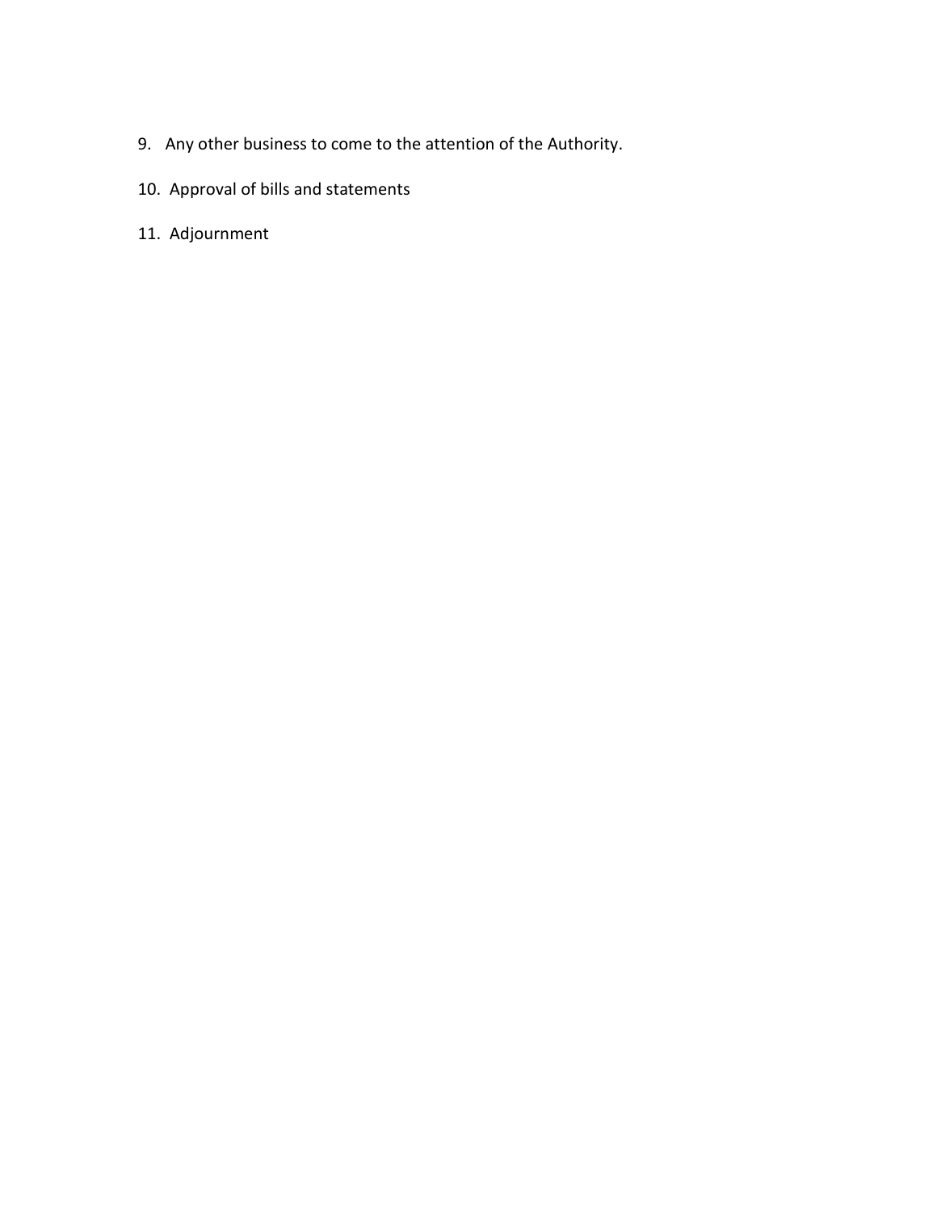9. Any other business to come to the attention of the Authority.

10. Approval of bills and statements

11. Adjournment